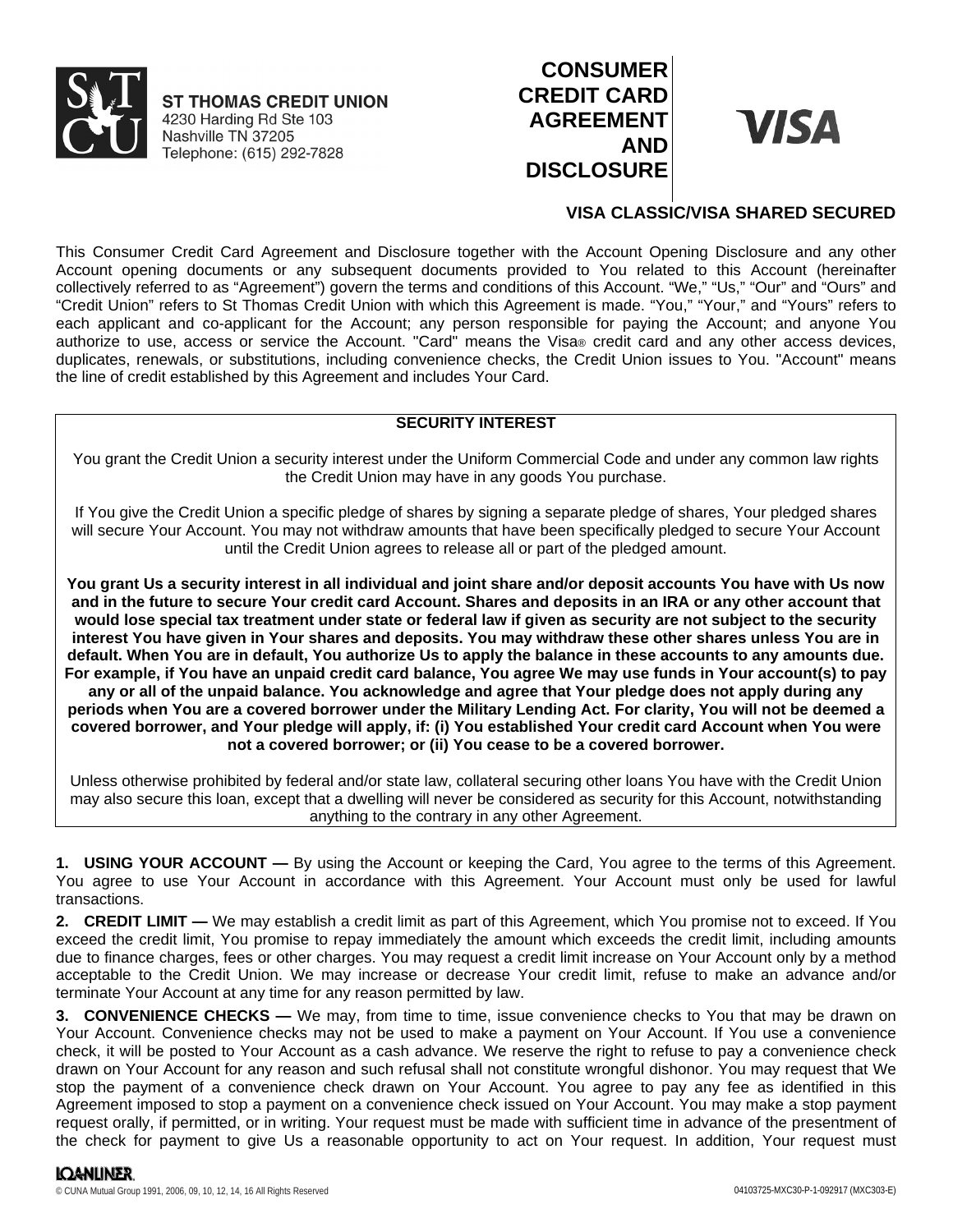**ST THOMAS CREDIT UNION**
4230 Harding Rd Ste 103
Nashville TN 37205
Telephone: (615) 292-7828

# CONSUMER CREDIT CARD AGREEMENT AND DISCLOSURE

**VISA**

## VISA CLASSIC/VISA SHARED SECURED

This Consumer Credit Card Agreement and Disclosure together with the Account Opening Disclosure and any other Account opening documents or any subsequent documents provided to You related to this Account (hereinafter collectively referred to as "Agreement") govern the terms and conditions of this Account. "We," "Us," "Our" and "Ours" and "Credit Union" refers to St Thomas Credit Union with which this Agreement is made. "You," "Your," and "Yours" refers to each applicant and co-applicant for the Account; any person responsible for paying the Account; and anyone You authorize to use, access or service the Account. "Card" means the Visa® credit card and any other access devices, duplicates, renewals, or substitutions, including convenience checks, the Credit Union issues to You. "Account" means the line of credit established by this Agreement and includes Your Card.

**SECURITY INTEREST**

You grant the Credit Union a security interest under the Uniform Commercial Code and under any common law rights the Credit Union may have in any goods You purchase.

If You give the Credit Union a specific pledge of shares by signing a separate pledge of shares, Your pledged shares will secure Your Account. You may not withdraw amounts that have been specifically pledged to secure Your Account until the Credit Union agrees to release all or part of the pledged amount.

**You grant Us a security interest in all individual and joint share and/or deposit accounts You have with Us now and in the future to secure Your credit card Account. Shares and deposits in an IRA or any other account that would lose special tax treatment under state or federal law if given as security are not subject to the security interest You have given in Your shares and deposits. You may withdraw these other shares unless You are in default. When You are in default, You authorize Us to apply the balance in these accounts to any amounts due. For example, if You have an unpaid credit card balance, You agree We may use funds in Your account(s) to pay any or all of the unpaid balance. You acknowledge and agree that Your pledge does not apply during any periods when You are a covered borrower under the Military Lending Act. For clarity, You will not be deemed a covered borrower, and Your pledge will apply, if: (i) You established Your credit card Account when You were not a covered borrower; or (ii) You cease to be a covered borrower.**

Unless otherwise prohibited by federal and/or state law, collateral securing other loans You have with the Credit Union may also secure this loan, except that a dwelling will never be considered as security for this Account, notwithstanding anything to the contrary in any other Agreement.

**1. USING YOUR ACCOUNT —** By using the Account or keeping the Card, You agree to the terms of this Agreement. You agree to use Your Account in accordance with this Agreement. Your Account must only be used for lawful transactions.

**2. CREDIT LIMIT —** We may establish a credit limit as part of this Agreement, which You promise not to exceed. If You exceed the credit limit, You promise to repay immediately the amount which exceeds the credit limit, including amounts due to finance charges, fees or other charges. You may request a credit limit increase on Your Account only by a method acceptable to the Credit Union. We may increase or decrease Your credit limit, refuse to make an advance and/or terminate Your Account at any time for any reason permitted by law.

**3. CONVENIENCE CHECKS —** We may, from time to time, issue convenience checks to You that may be drawn on Your Account. Convenience checks may not be used to make a payment on Your Account. If You use a convenience check, it will be posted to Your Account as a cash advance. We reserve the right to refuse to pay a convenience check drawn on Your Account for any reason and such refusal shall not constitute wrongful dishonor. You may request that We stop the payment of a convenience check drawn on Your Account. You agree to pay any fee as identified in this Agreement imposed to stop a payment on a convenience check issued on Your Account. You may make a stop payment request orally, if permitted, or in writing. Your request must be made with sufficient time in advance of the presentment of the check for payment to give Us a reasonable opportunity to act on Your request. In addition, Your request must

LOANLINER®
© CUNA Mutual Group 1991, 2006, 09, 10, 12, 14, 16 All Rights Reserved
04103725-MXC30-P-1-092917 (MXC303-E)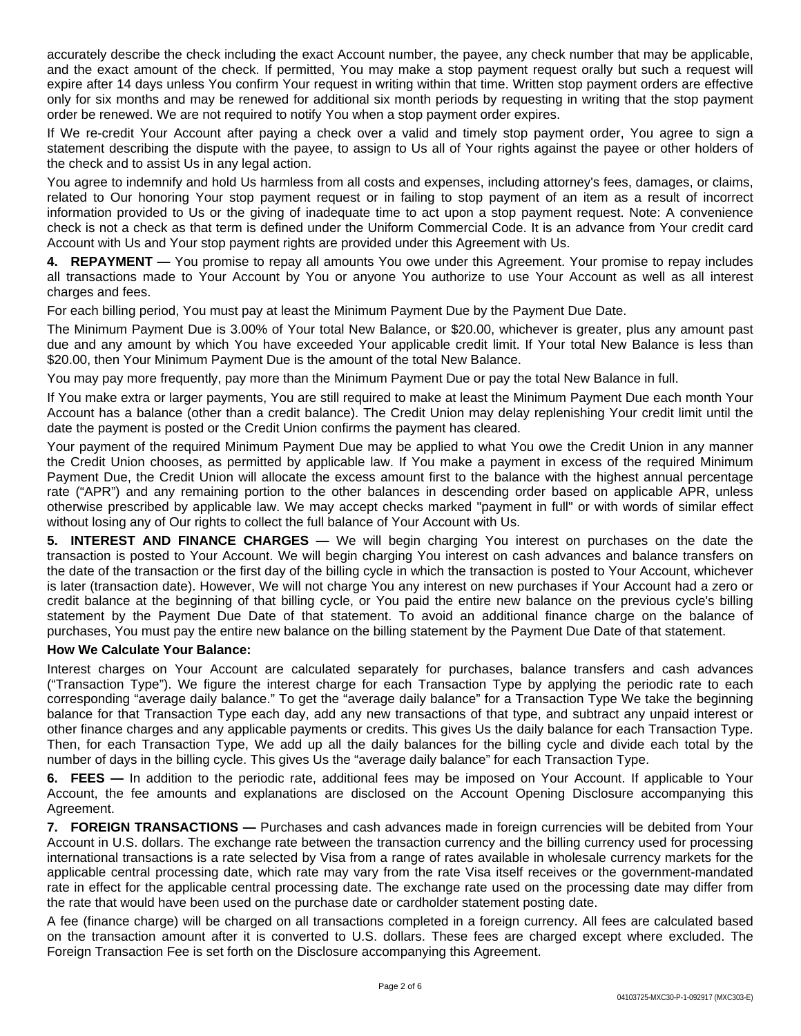accurately describe the check including the exact Account number, the payee, any check number that may be applicable, and the exact amount of the check. If permitted, You may make a stop payment request orally but such a request will expire after 14 days unless You confirm Your request in writing within that time. Written stop payment orders are effective only for six months and may be renewed for additional six month periods by requesting in writing that the stop payment order be renewed. We are not required to notify You when a stop payment order expires.

If We re-credit Your Account after paying a check over a valid and timely stop payment order, You agree to sign a statement describing the dispute with the payee, to assign to Us all of Your rights against the payee or other holders of the check and to assist Us in any legal action.

You agree to indemnify and hold Us harmless from all costs and expenses, including attorney's fees, damages, or claims, related to Our honoring Your stop payment request or in failing to stop payment of an item as a result of incorrect information provided to Us or the giving of inadequate time to act upon a stop payment request. Note: A convenience check is not a check as that term is defined under the Uniform Commercial Code. It is an advance from Your credit card Account with Us and Your stop payment rights are provided under this Agreement with Us.

**4. REPAYMENT —** You promise to repay all amounts You owe under this Agreement. Your promise to repay includes all transactions made to Your Account by You or anyone You authorize to use Your Account as well as all interest charges and fees.

For each billing period, You must pay at least the Minimum Payment Due by the Payment Due Date.

The Minimum Payment Due is 3.00% of Your total New Balance, or $20.00, whichever is greater, plus any amount past due and any amount by which You have exceeded Your applicable credit limit. If Your total New Balance is less than $20.00, then Your Minimum Payment Due is the amount of the total New Balance.

You may pay more frequently, pay more than the Minimum Payment Due or pay the total New Balance in full.

If You make extra or larger payments, You are still required to make at least the Minimum Payment Due each month Your Account has a balance (other than a credit balance). The Credit Union may delay replenishing Your credit limit until the date the payment is posted or the Credit Union confirms the payment has cleared.

Your payment of the required Minimum Payment Due may be applied to what You owe the Credit Union in any manner the Credit Union chooses, as permitted by applicable law. If You make a payment in excess of the required Minimum Payment Due, the Credit Union will allocate the excess amount first to the balance with the highest annual percentage rate ("APR") and any remaining portion to the other balances in descending order based on applicable APR, unless otherwise prescribed by applicable law. We may accept checks marked "payment in full" or with words of similar effect without losing any of Our rights to collect the full balance of Your Account with Us.

**5. INTEREST AND FINANCE CHARGES —** We will begin charging You interest on purchases on the date the transaction is posted to Your Account. We will begin charging You interest on cash advances and balance transfers on the date of the transaction or the first day of the billing cycle in which the transaction is posted to Your Account, whichever is later (transaction date). However, We will not charge You any interest on new purchases if Your Account had a zero or credit balance at the beginning of that billing cycle, or You paid the entire new balance on the previous cycle's billing statement by the Payment Due Date of that statement. To avoid an additional finance charge on the balance of purchases, You must pay the entire new balance on the billing statement by the Payment Due Date of that statement.

**How We Calculate Your Balance:**

Interest charges on Your Account are calculated separately for purchases, balance transfers and cash advances ("Transaction Type"). We figure the interest charge for each Transaction Type by applying the periodic rate to each corresponding "average daily balance." To get the "average daily balance" for a Transaction Type We take the beginning balance for that Transaction Type each day, add any new transactions of that type, and subtract any unpaid interest or other finance charges and any applicable payments or credits. This gives Us the daily balance for each Transaction Type. Then, for each Transaction Type, We add up all the daily balances for the billing cycle and divide each total by the number of days in the billing cycle. This gives Us the "average daily balance" for each Transaction Type.

**6. FEES —** In addition to the periodic rate, additional fees may be imposed on Your Account. If applicable to Your Account, the fee amounts and explanations are disclosed on the Account Opening Disclosure accompanying this Agreement.

**7. FOREIGN TRANSACTIONS —** Purchases and cash advances made in foreign currencies will be debited from Your Account in U.S. dollars. The exchange rate between the transaction currency and the billing currency used for processing international transactions is a rate selected by Visa from a range of rates available in wholesale currency markets for the applicable central processing date, which rate may vary from the rate Visa itself receives or the government-mandated rate in effect for the applicable central processing date. The exchange rate used on the processing date may differ from the rate that would have been used on the purchase date or cardholder statement posting date.

A fee (finance charge) will be charged on all transactions completed in a foreign currency. All fees are calculated based on the transaction amount after it is converted to U.S. dollars. These fees are charged except where excluded. The Foreign Transaction Fee is set forth on the Disclosure accompanying this Agreement.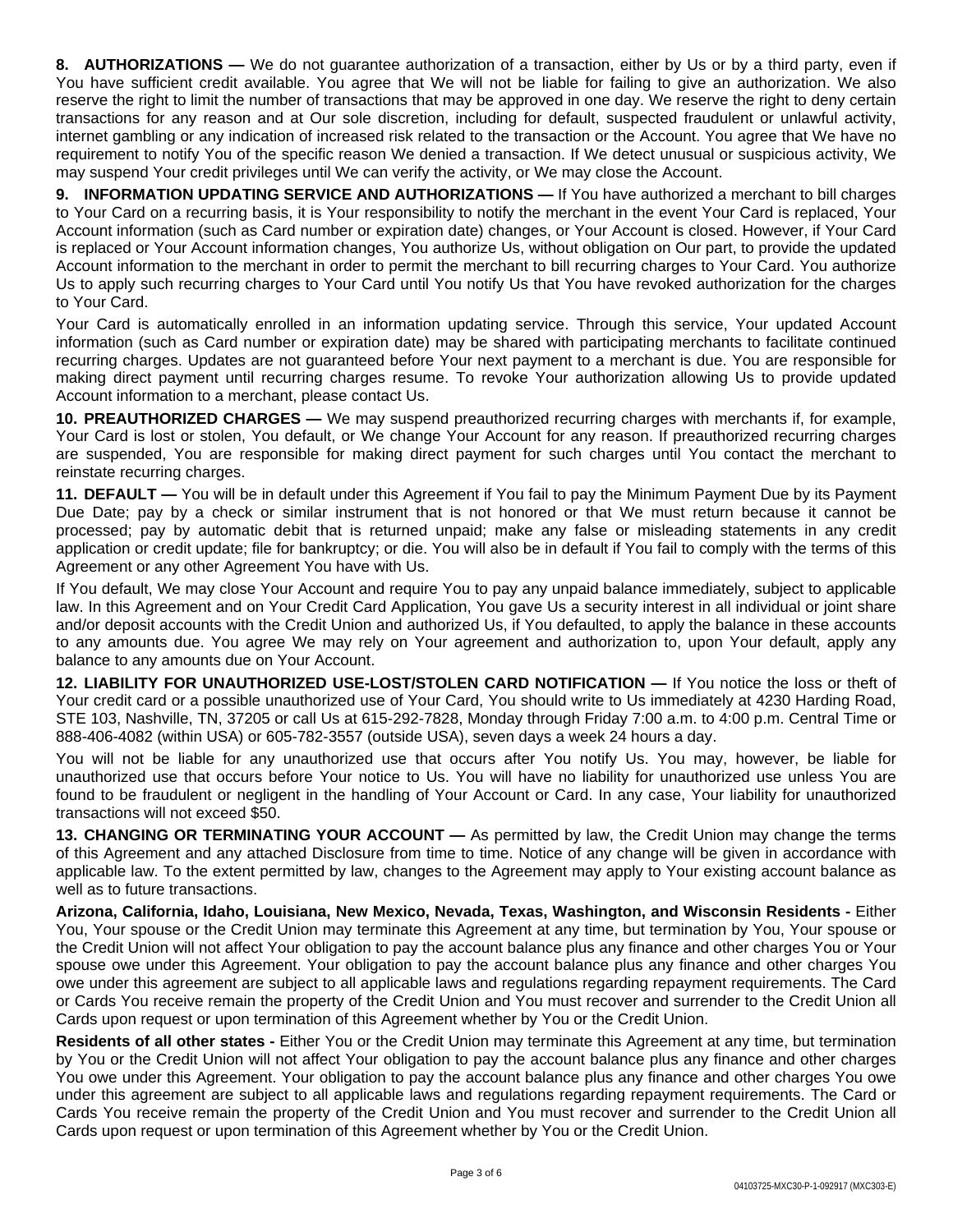**8. AUTHORIZATIONS —** We do not guarantee authorization of a transaction, either by Us or by a third party, even if You have sufficient credit available. You agree that We will not be liable for failing to give an authorization. We also reserve the right to limit the number of transactions that may be approved in one day. We reserve the right to deny certain transactions for any reason and at Our sole discretion, including for default, suspected fraudulent or unlawful activity, internet gambling or any indication of increased risk related to the transaction or the Account. You agree that We have no requirement to notify You of the specific reason We denied a transaction. If We detect unusual or suspicious activity, We may suspend Your credit privileges until We can verify the activity, or We may close the Account.

**9. INFORMATION UPDATING SERVICE AND AUTHORIZATIONS —** If You have authorized a merchant to bill charges to Your Card on a recurring basis, it is Your responsibility to notify the merchant in the event Your Card is replaced, Your Account information (such as Card number or expiration date) changes, or Your Account is closed. However, if Your Card is replaced or Your Account information changes, You authorize Us, without obligation on Our part, to provide the updated Account information to the merchant in order to permit the merchant to bill recurring charges to Your Card. You authorize Us to apply such recurring charges to Your Card until You notify Us that You have revoked authorization for the charges to Your Card.

Your Card is automatically enrolled in an information updating service. Through this service, Your updated Account information (such as Card number or expiration date) may be shared with participating merchants to facilitate continued recurring charges. Updates are not guaranteed before Your next payment to a merchant is due. You are responsible for making direct payment until recurring charges resume. To revoke Your authorization allowing Us to provide updated Account information to a merchant, please contact Us.

**10. PREAUTHORIZED CHARGES —** We may suspend preauthorized recurring charges with merchants if, for example, Your Card is lost or stolen, You default, or We change Your Account for any reason. If preauthorized recurring charges are suspended, You are responsible for making direct payment for such charges until You contact the merchant to reinstate recurring charges.

**11. DEFAULT —** You will be in default under this Agreement if You fail to pay the Minimum Payment Due by its Payment Due Date; pay by a check or similar instrument that is not honored or that We must return because it cannot be processed; pay by automatic debit that is returned unpaid; make any false or misleading statements in any credit application or credit update; file for bankruptcy; or die. You will also be in default if You fail to comply with the terms of this Agreement or any other Agreement You have with Us.

If You default, We may close Your Account and require You to pay any unpaid balance immediately, subject to applicable law. In this Agreement and on Your Credit Card Application, You gave Us a security interest in all individual or joint share and/or deposit accounts with the Credit Union and authorized Us, if You defaulted, to apply the balance in these accounts to any amounts due. You agree We may rely on Your agreement and authorization to, upon Your default, apply any balance to any amounts due on Your Account.

**12. LIABILITY FOR UNAUTHORIZED USE-LOST/STOLEN CARD NOTIFICATION —** If You notice the loss or theft of Your credit card or a possible unauthorized use of Your Card, You should write to Us immediately at 4230 Harding Road, STE 103, Nashville, TN, 37205 or call Us at 615-292-7828, Monday through Friday 7:00 a.m. to 4:00 p.m. Central Time or 888-406-4082 (within USA) or 605-782-3557 (outside USA), seven days a week 24 hours a day.

You will not be liable for any unauthorized use that occurs after You notify Us. You may, however, be liable for unauthorized use that occurs before Your notice to Us. You will have no liability for unauthorized use unless You are found to be fraudulent or negligent in the handling of Your Account or Card. In any case, Your liability for unauthorized transactions will not exceed $50.

**13. CHANGING OR TERMINATING YOUR ACCOUNT —** As permitted by law, the Credit Union may change the terms of this Agreement and any attached Disclosure from time to time. Notice of any change will be given in accordance with applicable law. To the extent permitted by law, changes to the Agreement may apply to Your existing account balance as well as to future transactions.

**Arizona, California, Idaho, Louisiana, New Mexico, Nevada, Texas, Washington, and Wisconsin Residents -** Either You, Your spouse or the Credit Union may terminate this Agreement at any time, but termination by You, Your spouse or the Credit Union will not affect Your obligation to pay the account balance plus any finance and other charges You or Your spouse owe under this Agreement. Your obligation to pay the account balance plus any finance and other charges You owe under this agreement are subject to all applicable laws and regulations regarding repayment requirements. The Card or Cards You receive remain the property of the Credit Union and You must recover and surrender to the Credit Union all Cards upon request or upon termination of this Agreement whether by You or the Credit Union.

**Residents of all other states -** Either You or the Credit Union may terminate this Agreement at any time, but termination by You or the Credit Union will not affect Your obligation to pay the account balance plus any finance and other charges You owe under this Agreement. Your obligation to pay the account balance plus any finance and other charges You owe under this agreement are subject to all applicable laws and regulations regarding repayment requirements. The Card or Cards You receive remain the property of the Credit Union and You must recover and surrender to the Credit Union all Cards upon request or upon termination of this Agreement whether by You or the Credit Union.

04103725-MXC30-P-1-092917 (MXC303-E)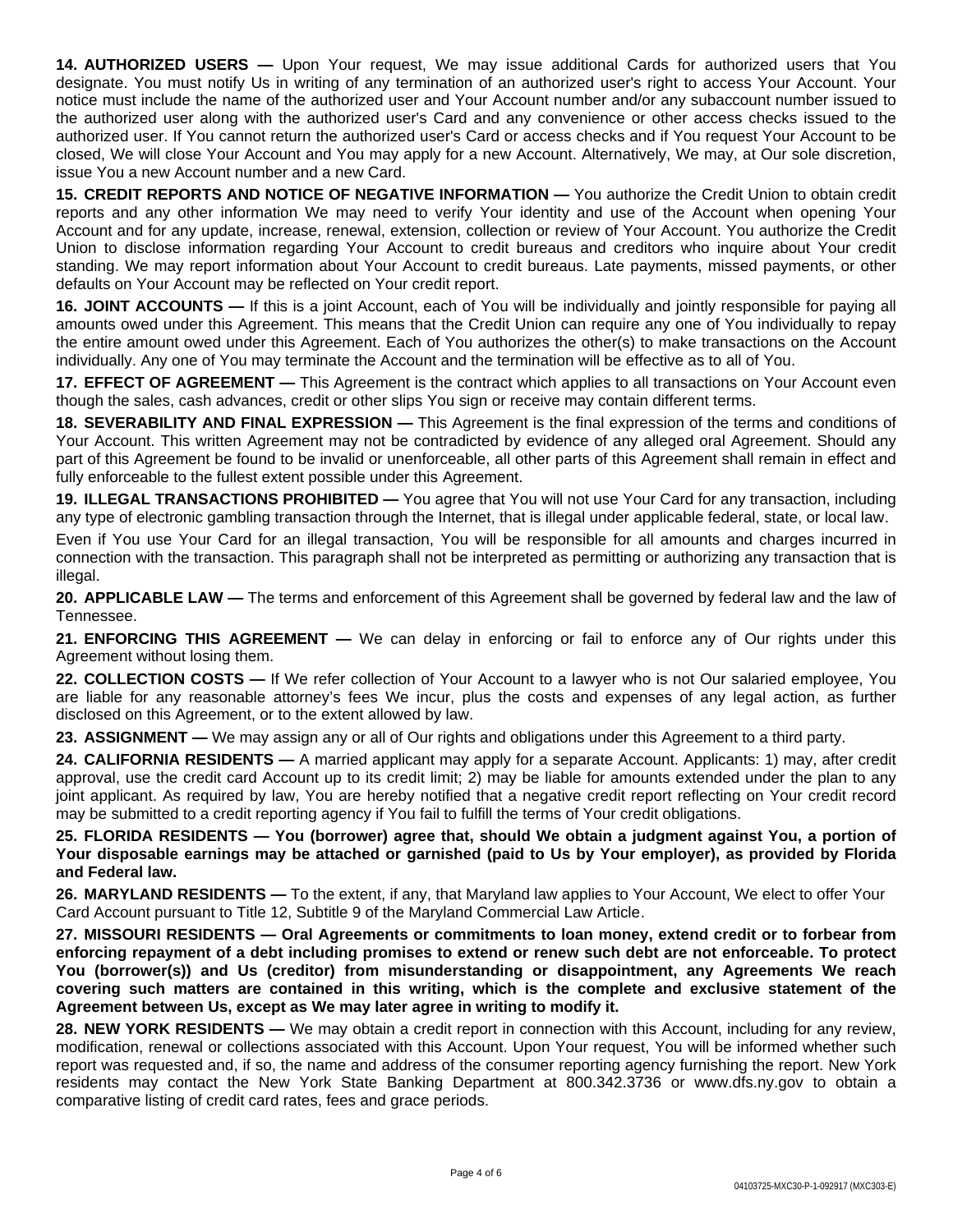**14. AUTHORIZED USERS —** Upon Your request, We may issue additional Cards for authorized users that You designate. You must notify Us in writing of any termination of an authorized user's right to access Your Account. Your notice must include the name of the authorized user and Your Account number and/or any subaccount number issued to the authorized user along with the authorized user's Card and any convenience or other access checks issued to the authorized user. If You cannot return the authorized user's Card or access checks and if You request Your Account to be closed, We will close Your Account and You may apply for a new Account. Alternatively, We may, at Our sole discretion, issue You a new Account number and a new Card.

**15. CREDIT REPORTS AND NOTICE OF NEGATIVE INFORMATION —** You authorize the Credit Union to obtain credit reports and any other information We may need to verify Your identity and use of the Account when opening Your Account and for any update, increase, renewal, extension, collection or review of Your Account. You authorize the Credit Union to disclose information regarding Your Account to credit bureaus and creditors who inquire about Your credit standing. We may report information about Your Account to credit bureaus. Late payments, missed payments, or other defaults on Your Account may be reflected on Your credit report.

**16. JOINT ACCOUNTS —** If this is a joint Account, each of You will be individually and jointly responsible for paying all amounts owed under this Agreement. This means that the Credit Union can require any one of You individually to repay the entire amount owed under this Agreement. Each of You authorizes the other(s) to make transactions on the Account individually. Any one of You may terminate the Account and the termination will be effective as to all of You.

**17. EFFECT OF AGREEMENT —** This Agreement is the contract which applies to all transactions on Your Account even though the sales, cash advances, credit or other slips You sign or receive may contain different terms.

**18. SEVERABILITY AND FINAL EXPRESSION —** This Agreement is the final expression of the terms and conditions of Your Account. This written Agreement may not be contradicted by evidence of any alleged oral Agreement. Should any part of this Agreement be found to be invalid or unenforceable, all other parts of this Agreement shall remain in effect and fully enforceable to the fullest extent possible under this Agreement.

**19. ILLEGAL TRANSACTIONS PROHIBITED —** You agree that You will not use Your Card for any transaction, including any type of electronic gambling transaction through the Internet, that is illegal under applicable federal, state, or local law.

Even if You use Your Card for an illegal transaction, You will be responsible for all amounts and charges incurred in connection with the transaction. This paragraph shall not be interpreted as permitting or authorizing any transaction that is illegal.

**20. APPLICABLE LAW —** The terms and enforcement of this Agreement shall be governed by federal law and the law of Tennessee.

**21. ENFORCING THIS AGREEMENT —** We can delay in enforcing or fail to enforce any of Our rights under this Agreement without losing them.

**22. COLLECTION COSTS —** If We refer collection of Your Account to a lawyer who is not Our salaried employee, You are liable for any reasonable attorney's fees We incur, plus the costs and expenses of any legal action, as further disclosed on this Agreement, or to the extent allowed by law.

**23. ASSIGNMENT —** We may assign any or all of Our rights and obligations under this Agreement to a third party.

**24. CALIFORNIA RESIDENTS —** A married applicant may apply for a separate Account. Applicants: 1) may, after credit approval, use the credit card Account up to its credit limit; 2) may be liable for amounts extended under the plan to any joint applicant. As required by law, You are hereby notified that a negative credit report reflecting on Your credit record may be submitted to a credit reporting agency if You fail to fulfill the terms of Your credit obligations.

**25. FLORIDA RESIDENTS — You (borrower) agree that, should We obtain a judgment against You, a portion of Your disposable earnings may be attached or garnished (paid to Us by Your employer), as provided by Florida and Federal law.**

**26. MARYLAND RESIDENTS —** To the extent, if any, that Maryland law applies to Your Account, We elect to offer Your Card Account pursuant to Title 12, Subtitle 9 of the Maryland Commercial Law Article.

**27. MISSOURI RESIDENTS — Oral Agreements or commitments to loan money, extend credit or to forbear from enforcing repayment of a debt including promises to extend or renew such debt are not enforceable. To protect You (borrower(s)) and Us (creditor) from misunderstanding or disappointment, any Agreements We reach covering such matters are contained in this writing, which is the complete and exclusive statement of the Agreement between Us, except as We may later agree in writing to modify it.**

**28. NEW YORK RESIDENTS —** We may obtain a credit report in connection with this Account, including for any review, modification, renewal or collections associated with this Account. Upon Your request, You will be informed whether such report was requested and, if so, the name and address of the consumer reporting agency furnishing the report. New York residents may contact the New York State Banking Department at 800.342.3736 or www.dfs.ny.gov to obtain a comparative listing of credit card rates, fees and grace periods.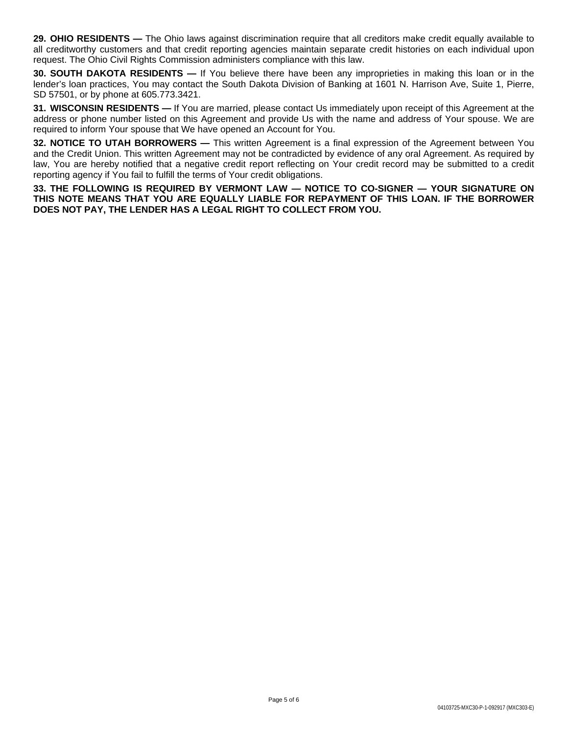**29. OHIO RESIDENTS —** The Ohio laws against discrimination require that all creditors make credit equally available to all creditworthy customers and that credit reporting agencies maintain separate credit histories on each individual upon request. The Ohio Civil Rights Commission administers compliance with this law.

**30. SOUTH DAKOTA RESIDENTS —** If You believe there have been any improprieties in making this loan or in the lender's loan practices, You may contact the South Dakota Division of Banking at 1601 N. Harrison Ave, Suite 1, Pierre, SD 57501, or by phone at 605.773.3421.

**31. WISCONSIN RESIDENTS —** If You are married, please contact Us immediately upon receipt of this Agreement at the address or phone number listed on this Agreement and provide Us with the name and address of Your spouse. We are required to inform Your spouse that We have opened an Account for You.

**32. NOTICE TO UTAH BORROWERS —** This written Agreement is a final expression of the Agreement between You and the Credit Union. This written Agreement may not be contradicted by evidence of any oral Agreement. As required by law, You are hereby notified that a negative credit report reflecting on Your credit record may be submitted to a credit reporting agency if You fail to fulfill the terms of Your credit obligations.

**33. THE FOLLOWING IS REQUIRED BY VERMONT LAW — NOTICE TO CO-SIGNER — YOUR SIGNATURE ON THIS NOTE MEANS THAT YOU ARE EQUALLY LIABLE FOR REPAYMENT OF THIS LOAN. IF THE BORROWER DOES NOT PAY, THE LENDER HAS A LEGAL RIGHT TO COLLECT FROM YOU.**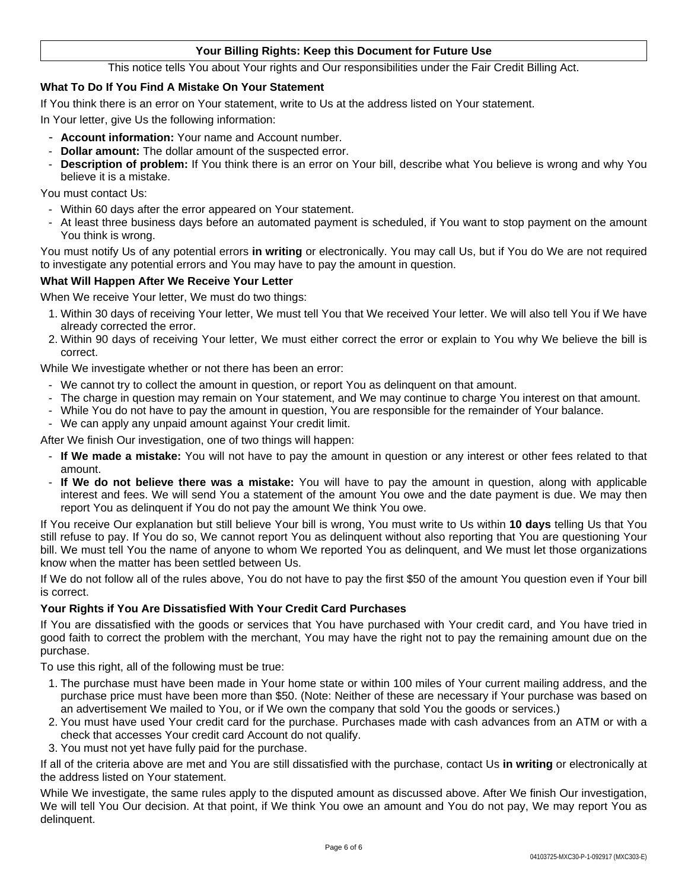## Your Billing Rights: Keep this Document for Future Use

This notice tells You about Your rights and Our responsibilities under the Fair Credit Billing Act.

### What To Do If You Find A Mistake On Your Statement

If You think there is an error on Your statement, write to Us at the address listed on Your statement.

In Your letter, give Us the following information:

- **Account information:** Your name and Account number.
- **Dollar amount:** The dollar amount of the suspected error.
- **Description of problem:** If You think there is an error on Your bill, describe what You believe is wrong and why You believe it is a mistake.

You must contact Us:

- Within 60 days after the error appeared on Your statement.
- At least three business days before an automated payment is scheduled, if You want to stop payment on the amount You think is wrong.

You must notify Us of any potential errors **in writing** or electronically. You may call Us, but if You do We are not required to investigate any potential errors and You may have to pay the amount in question.

### What Will Happen After We Receive Your Letter

When We receive Your letter, We must do two things:

1. Within 30 days of receiving Your letter, We must tell You that We received Your letter. We will also tell You if We have already corrected the error.
2. Within 90 days of receiving Your letter, We must either correct the error or explain to You why We believe the bill is correct.

While We investigate whether or not there has been an error:

- We cannot try to collect the amount in question, or report You as delinquent on that amount.
- The charge in question may remain on Your statement, and We may continue to charge You interest on that amount.
- While You do not have to pay the amount in question, You are responsible for the remainder of Your balance.
- We can apply any unpaid amount against Your credit limit.

After We finish Our investigation, one of two things will happen:

- **If We made a mistake:** You will not have to pay the amount in question or any interest or other fees related to that amount.
- **If We do not believe there was a mistake:** You will have to pay the amount in question, along with applicable interest and fees. We will send You a statement of the amount You owe and the date payment is due. We may then report You as delinquent if You do not pay the amount We think You owe.

If You receive Our explanation but still believe Your bill is wrong, You must write to Us within **10 days** telling Us that You still refuse to pay. If You do so, We cannot report You as delinquent without also reporting that You are questioning Your bill. We must tell You the name of anyone to whom We reported You as delinquent, and We must let those organizations know when the matter has been settled between Us.

If We do not follow all of the rules above, You do not have to pay the first $50 of the amount You question even if Your bill is correct.

### Your Rights if You Are Dissatisfied With Your Credit Card Purchases

If You are dissatisfied with the goods or services that You have purchased with Your credit card, and You have tried in good faith to correct the problem with the merchant, You may have the right not to pay the remaining amount due on the purchase.

To use this right, all of the following must be true:

1. The purchase must have been made in Your home state or within 100 miles of Your current mailing address, and the purchase price must have been more than $50. (Note: Neither of these are necessary if Your purchase was based on an advertisement We mailed to You, or if We own the company that sold You the goods or services.)
2. You must have used Your credit card for the purchase. Purchases made with cash advances from an ATM or with a check that accesses Your credit card Account do not qualify.
3. You must not yet have fully paid for the purchase.

If all of the criteria above are met and You are still dissatisfied with the purchase, contact Us **in writing** or electronically at the address listed on Your statement.

While We investigate, the same rules apply to the disputed amount as discussed above. After We finish Our investigation, We will tell You Our decision. At that point, if We think You owe an amount and You do not pay, We may report You as delinquent.

04103725-MXC30-P-1-092917 (MXC303-E)